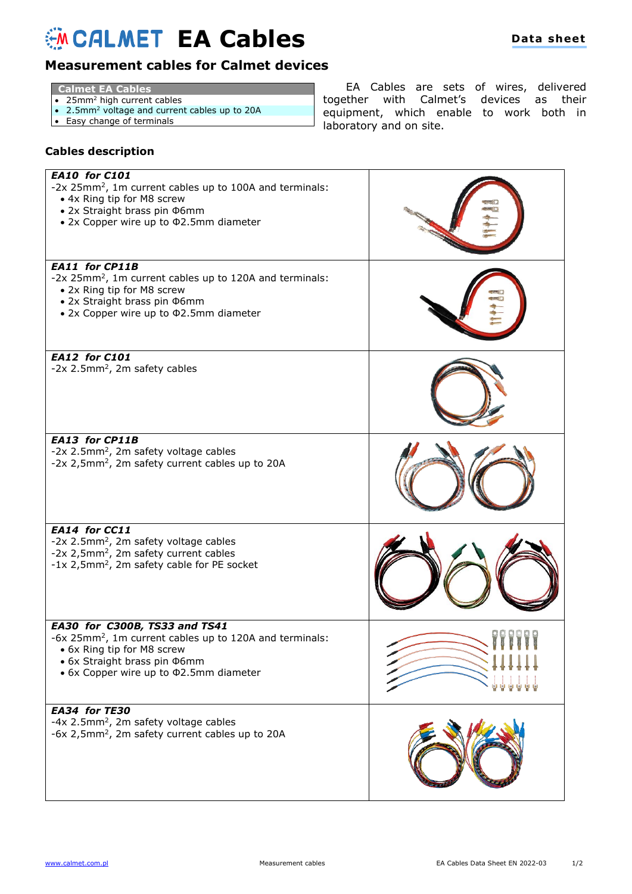# CALMET EA Cables

Data sheet

## Measurement cables for Calmet devices

| Calmet EA Cables |
|---|
| • $25mm^2$ high current cables |
| • $2.5mm^2$ voltage and current cables up to 20A |
| • Easy change of terminals |

EA Cables are sets of wires, delivered together with Calmet's devices as their equipment, which enable to work both in laboratory and on site.

### Cables description

| Description | |
|---|---|
| ***EA10 for C101***<br>-2x $25mm^2$, 1m current cables up to 100A and terminals:<br>• 4x Ring tip for M8 screw<br>• 2x Straight brass pin Φ6mm<br>• 2x Copper wire up to Φ2.5mm diameter | |
| ***EA11 for CP11B***<br>-2x $25mm^2$, 1m current cables up to 120A and terminals:<br>• 2x Ring tip for M8 screw<br>• 2x Straight brass pin Φ6mm<br>• 2x Copper wire up to Φ2.5mm diameter | |
| ***EA12 for C101***<br>-2x $2.5mm^2$, 2m safety cables | |
| ***EA13 for CP11B***<br>-2x $2.5mm^2$, 2m safety voltage cables<br>-2x $2,5mm^2$, 2m safety current cables up to 20A | |
| ***EA14 for CC11***<br>-2x $2.5mm^2$, 2m safety voltage cables<br>-2x $2,5mm^2$, 2m safety current cables<br>-1x $2,5mm^2$, 2m safety cable for PE socket | |
| ***EA30 for C300B, TS33 and TS41***<br>-6x $25mm^2$, 1m current cables up to 120A and terminals:<br>• 6x Ring tip for M8 screw<br>• 6x Straight brass pin Φ6mm<br>• 6x Copper wire up to Φ2.5mm diameter | |
| ***EA34 for TE30***<br>-4x $2.5mm^2$, 2m safety voltage cables<br>-6x $2,5mm^2$, 2m safety current cables up to 20A | |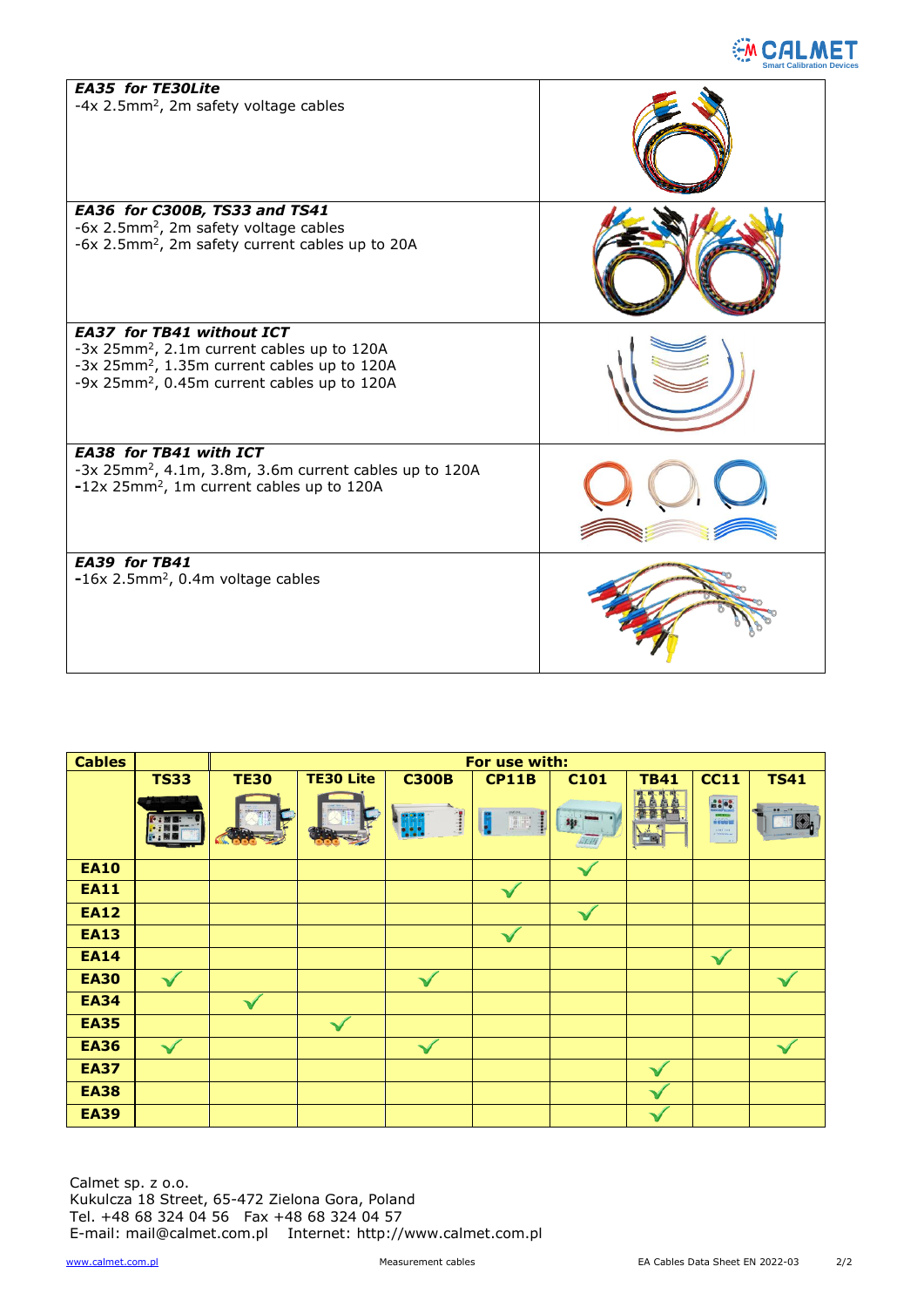| | |
|---|---|
| ***EA35 for TE30Lite***<br>-4x 2.5mm$^2$, 2m safety voltage cables | |
| ***EA36 for C300B, TS33 and TS41***<br>-6x 2.5mm$^2$, 2m safety voltage cables<br>-6x 2.5mm$^2$, 2m safety current cables up to 20A | |
| ***EA37 for TB41 without ICT***<br>-3x 25mm$^2$, 2.1m current cables up to 120A<br>-3x 25mm$^2$, 1.35m current cables up to 120A<br>-9x 25mm$^2$, 0.45m current cables up to 120A | |
| ***EA38 for TB41 with ICT***<br>-3x 25mm$^2$, 4.1m, 3.8m, 3.6m current cables up to 120A<br>-12x 25mm$^2$, 1m current cables up to 120A | |
| ***EA39 for TB41***<br>-16x 2.5mm$^2$, 0.4m voltage cables | |

| **Cables** | | **For use with:** | | | | | | | |
|---|---|---|---|---|---|---|---|---|---|
| | **TS33** | **TE30** | **TE30 Lite** | **C300B** | **CP11B** | **C101** | **TB41** | **CC11** | **TS41** |
| **EA10** | | | | | | ✓ | | | |
| **EA11** | | | | | ✓ | | | | |
| **EA12** | | | | | | ✓ | | | |
| **EA13** | | | | | ✓ | | | | |
| **EA14** | | | | | | | | ✓ | |
| **EA30** | ✓ | | | ✓ | | | | | ✓ |
| **EA34** | | ✓ | | | | | | | |
| **EA35** | | | ✓ | | | | | | |
| **EA36** | ✓ | | | ✓ | | | | | ✓ |
| **EA37** | | | | | | | ✓ | | |
| **EA38** | | | | | | | ✓ | | |
| **EA39** | | | | | | | ✓ | | |

Calmet sp. z o.o.
Kukulcza 18 Street, 65-472 Zielona Gora, Poland
Tel. +48 68 324 04 56 Fax +48 68 324 04 57
E-mail: mail@calmet.com.pl Internet: http://www.calmet.com.pl